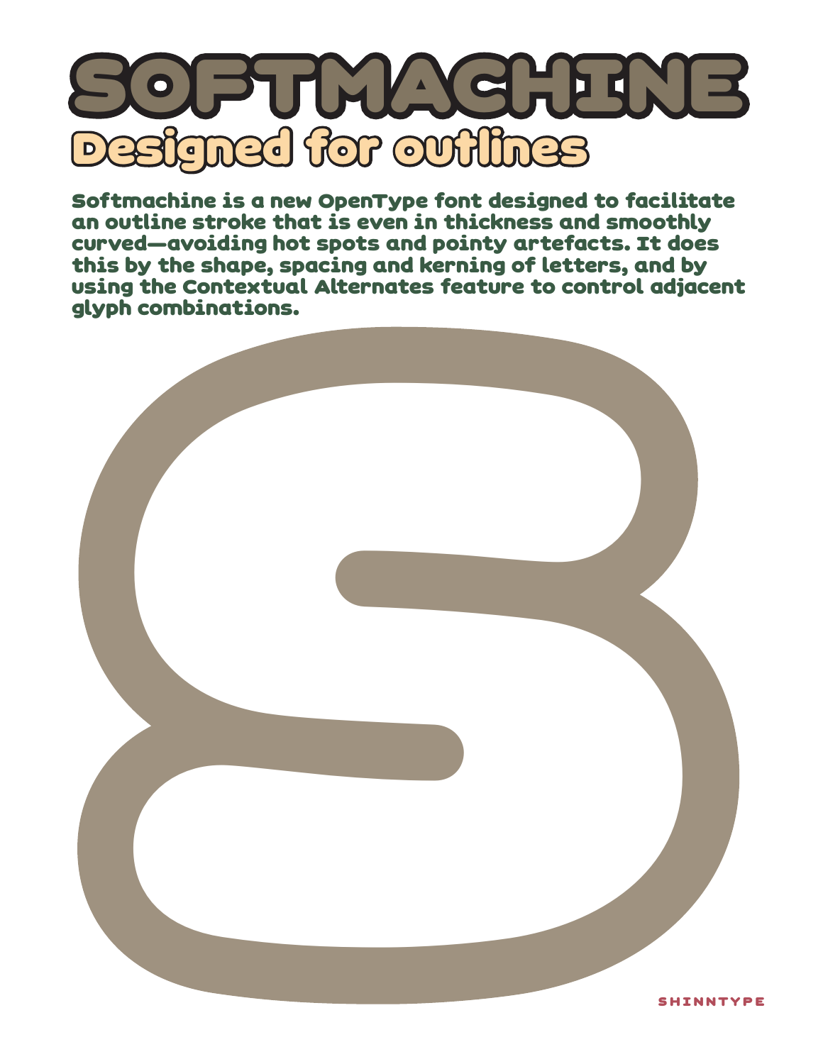# SOFTMACHINE

## Designed for outlines

**Softmachine is a new OpenType font designed to facilitate an outline stroke that is even in thickness and smoothly curved—avoiding hot spots and pointy artefacts. It does this by the shape, spacing and kerning of letters, and by using the Contextual Alternates feature to control adjacent glyph combinations.**

SHINNTYPE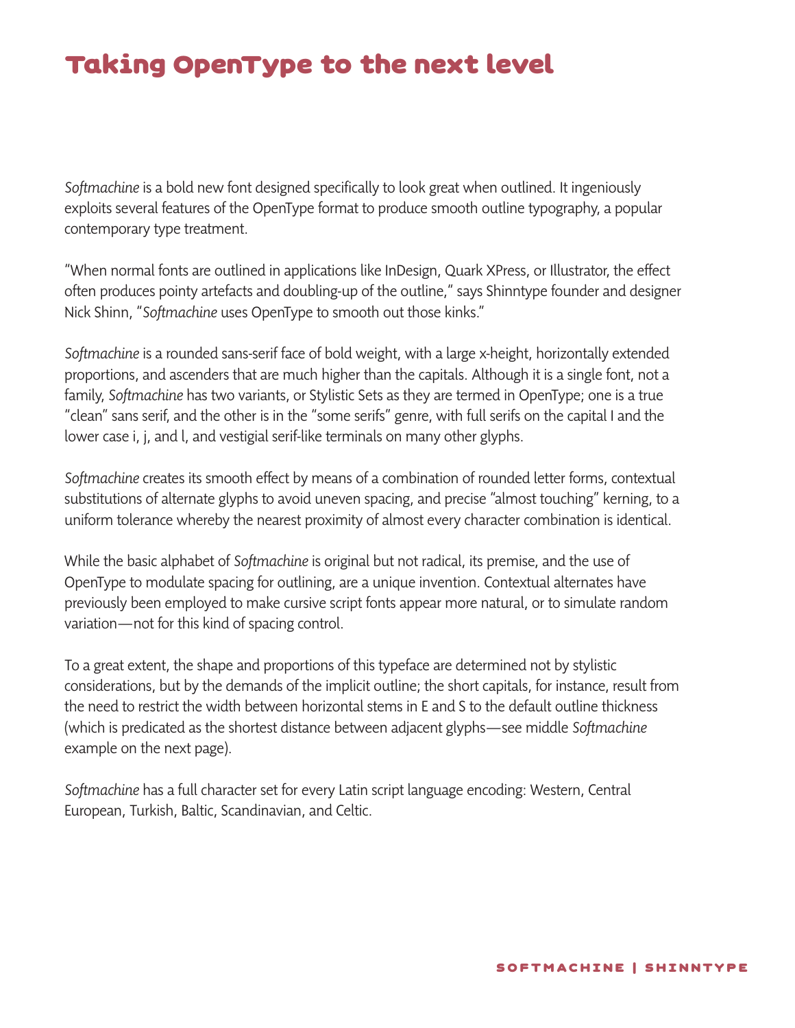# Taking OpenType to the next level

*Softmachine* is a bold new font designed specifically to look great when outlined. It ingeniously exploits several features of the OpenType format to produce smooth outline typography, a popular contemporary type treatment.

"When normal fonts are outlined in applications like InDesign, Quark XPress, or Illustrator, the effect often produces pointy artefacts and doubling-up of the outline," says Shinntype founder and designer Nick Shinn, "*Softmachine* uses OpenType to smooth out those kinks."

*Softmachine* is a rounded sans-serif face of bold weight, with a large x-height, horizontally extended proportions, and ascenders that are much higher than the capitals. Although it is a single font, not a family, *Softmachine* has two variants, or Stylistic Sets as they are termed in OpenType; one is a true "clean" sans serif, and the other is in the "some serifs" genre, with full serifs on the capital I and the lower case i, j, and l, and vestigial serif-like terminals on many other glyphs.

*Softmachine* creates its smooth effect by means of a combination of rounded letter forms, contextual substitutions of alternate glyphs to avoid uneven spacing, and precise "almost touching" kerning, to a uniform tolerance whereby the nearest proximity of almost every character combination is identical.

While the basic alphabet of *Softmachine* is original but not radical, its premise, and the use of OpenType to modulate spacing for outlining, are a unique invention. Contextual alternates have previously been employed to make cursive script fonts appear more natural, or to simulate random variation—not for this kind of spacing control.

To a great extent, the shape and proportions of this typeface are determined not by stylistic considerations, but by the demands of the implicit outline; the short capitals, for instance, result from the need to restrict the width between horizontal stems in E and S to the default outline thickness (which is predicated as the shortest distance between adjacent glyphs—see middle *Softmachine* example on the next page).

*Softmachine* has a full character set for every Latin script language encoding: Western, Central European, Turkish, Baltic, Scandinavian, and Celtic.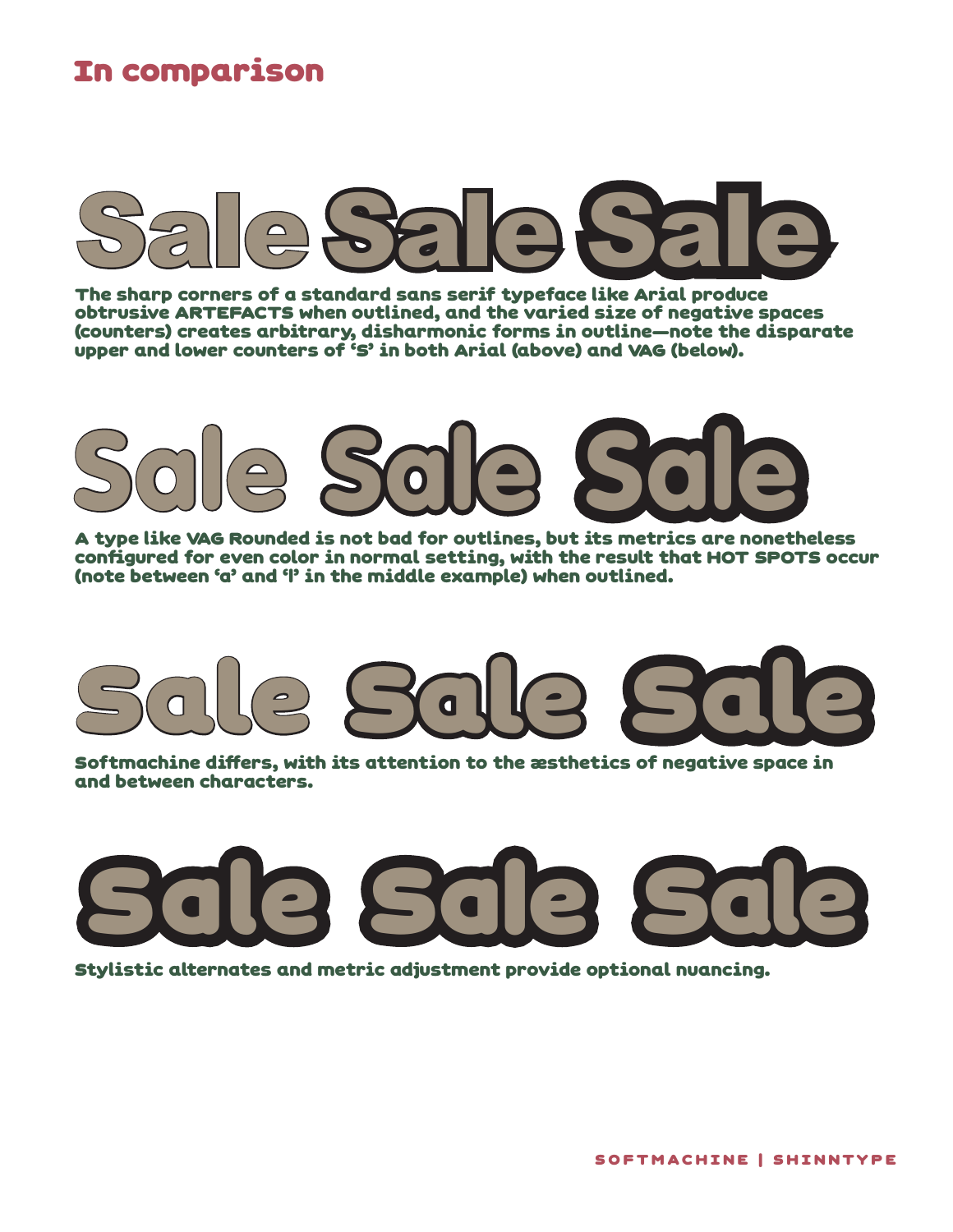## In comparison

Sale Sale Sale

The sharp corners of a standard sans serif typeface like Arial produce obtrusive ARTEFACTS when outlined, and the varied size of negative spaces (counters) creates arbitrary, disharmonic forms in outline—note the disparate upper and lower counters of 'S' in both Arial (above) and VAG (below).

Sale Sale Sale

A type like VAG Rounded is not bad for outlines, but its metrics are nonetheless configured for even color in normal setting, with the result that HOT SPOTS occur (note between 'a' and 'l' in the middle example) when outlined.

Sale Sale Sale

Softmachine differs, with its attention to the æsthetics of negative space in and between characters.

Sale Sale Sale

Stylistic alternates and metric adjustment provide optional nuancing.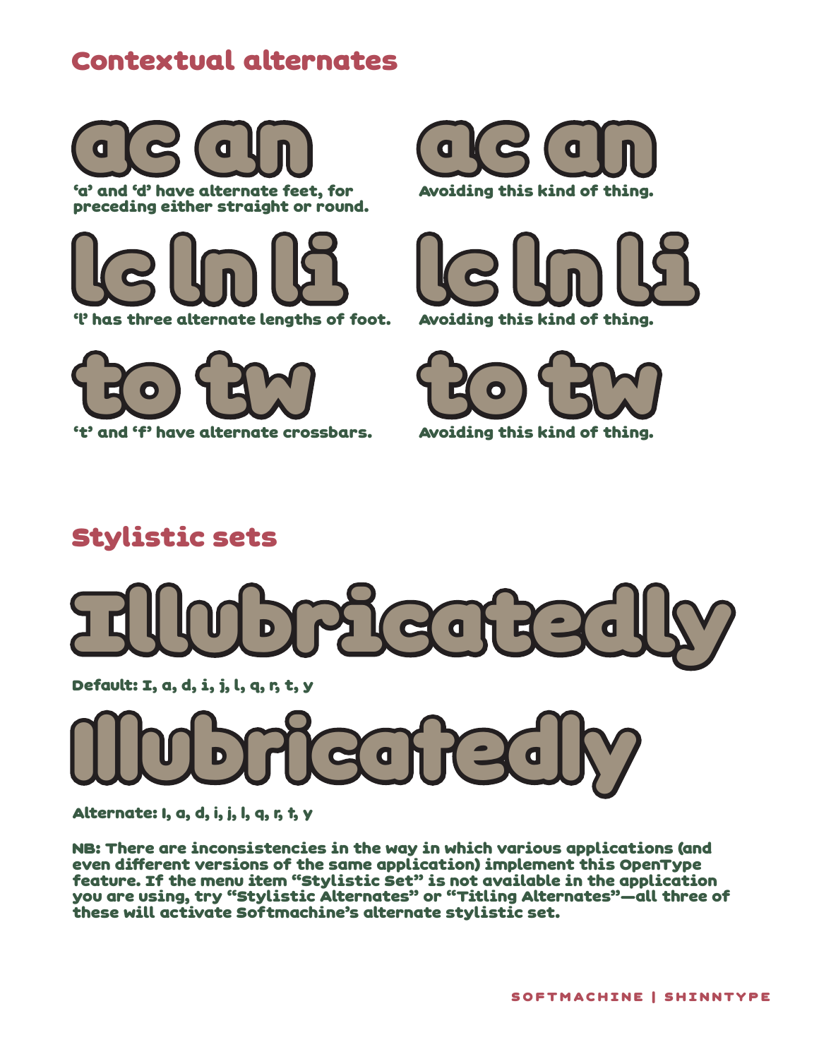## Contextual alternates

ac an

'a' and 'd' have alternate feet, for preceding either straight or round.

ac an

Avoiding this kind of thing.

lc ln li

'l' has three alternate lengths of foot.

lc ln li

Avoiding this kind of thing.

to tw

't' and 'f' have alternate crossbars.

to tw

Avoiding this kind of thing.

## Stylistic sets

Illubricatedly

Default: I, a, d, i, j, l, q, r, t, y

Illubricatedly

Alternate: I, a, d, i, j, l, q, r, t, y

NB: There are inconsistencies in the way in which various applications (and even different versions of the same application) implement this OpenType feature. If the menu item "Stylistic Set" is not available in the application you are using, try "Stylistic Alternates" or "Titling Alternates"—all three of these will activate Softmachine's alternate stylistic set.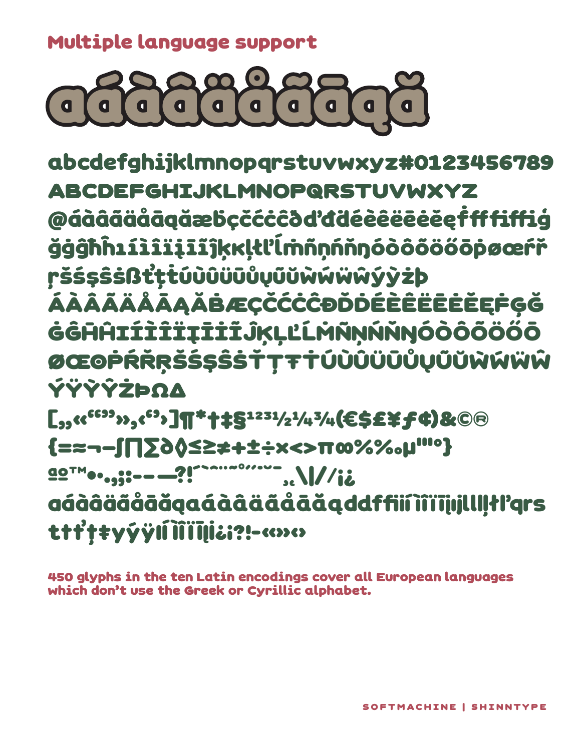## Multiple language support

aáàâäåãāąă

abcdefghijklmnopqrstuvwxyz#0123456789

ABCDEFGHIJKLMNOPQRSTUVWXYZ

@áàâãäåāąăæḃçčćċĉðďđéèêëēėěęḟﬀﬁﬃġ

ğġĝħĥıíìîïįīĩĵķĸļłľĺṁñņńňŋóòôõöőōṗøœŕř

ŗšśşŝṡßťţṫúùûüūůųũŭẁẃẅŵýỳżþ

ÁÀÂÃÄÅĀĄĂḂÆÇČĆĊĈĐĎḊÉÈÊËĒĖĚĘḞĢĞ

ĠĜĦĤIÍÌÎÏĮĪİĨĴĶĻĽĹṀÑŅŃŇŊÓÒÔÕÖŐŌ

ØŒΘṖŔŘŖŠŚŞŜṠŤŢŦṪÚÙÛÜŪŮŲŨŬẀẂẄŴ

ÝŸỲŶŻÞΩΔ

[„«“”»‚‹’›]¶*†‡§¹²³½¼¾(€$£¥ƒ¢)&©®

{=≈¬–∫∏∑∂◊≤≥≠+±÷×<>π∞%‰µ'''°}

ªº™•·.,;:‐-—?!´˜ˆ¨˙˝˚¸˛˘ˇ¯,.\|//¡¿

aáàâäãåāăąaáàâäãåāăąddffiiíìîïīįıjlllļłľqrs

ttťţŧyýÿlíìîïīį¡¿¡?!-«»‹›

450 glyphs in the ten Latin encodings cover all European languages which don’t use the Greek or Cyrillic alphabet.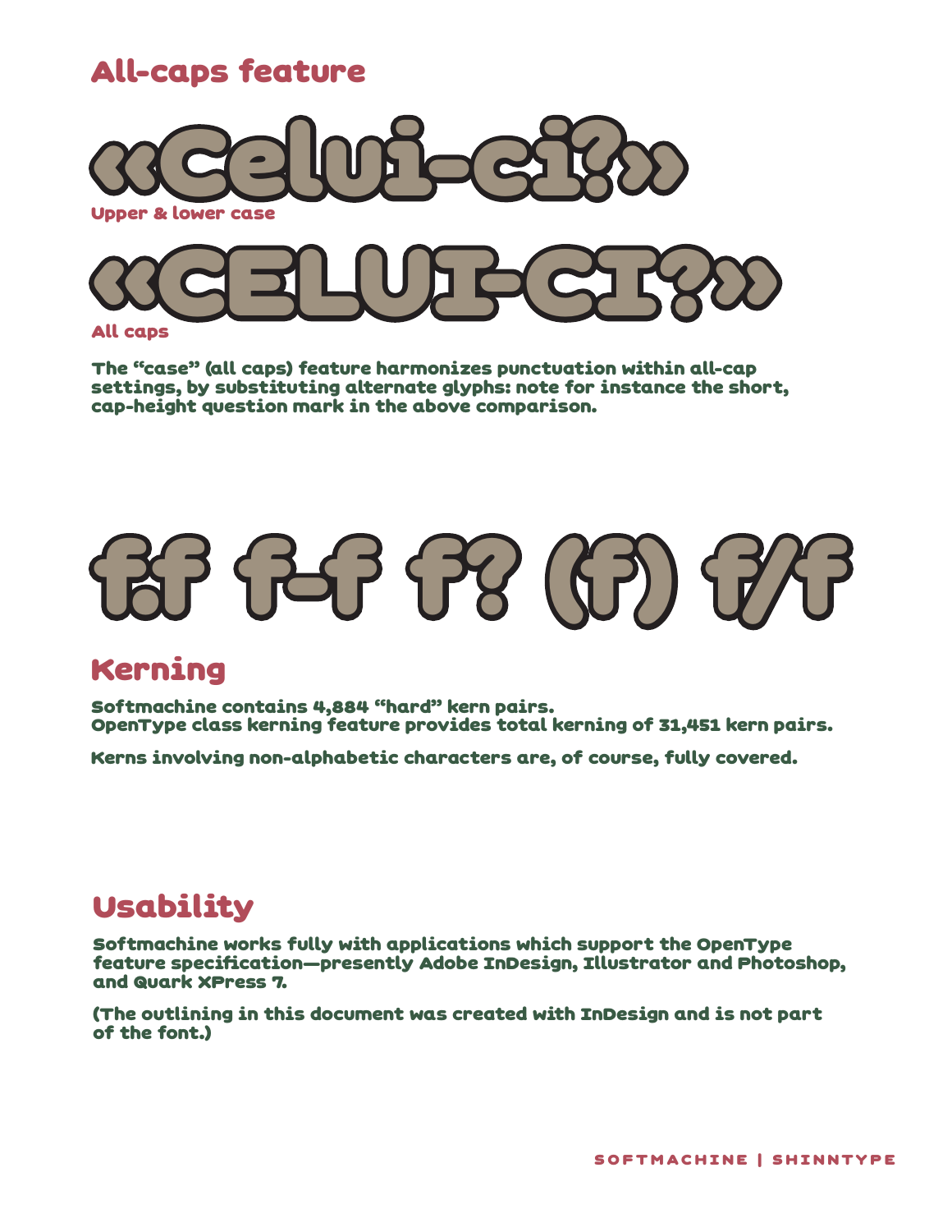## All-caps feature

«Celui-ci?»

Upper & lower case

«CELUI-CI?»

All caps

The “case” (all caps) feature harmonizes punctuation within all-cap settings, by substituting alternate glyphs: note for instance the short, cap-height question mark in the above comparison.

f.f f-f f? (f) f/f

## Kerning

Softmachine contains 4,884 “hard” kern pairs.
OpenType class kerning feature provides total kerning of 31,451 kern pairs.

Kerns involving non-alphabetic characters are, of course, fully covered.

## Usability

Softmachine works fully with applications which support the OpenType feature specification—presently Adobe InDesign, Illustrator and Photoshop, and Quark XPress 7.

(The outlining in this document was created with InDesign and is not part of the font.)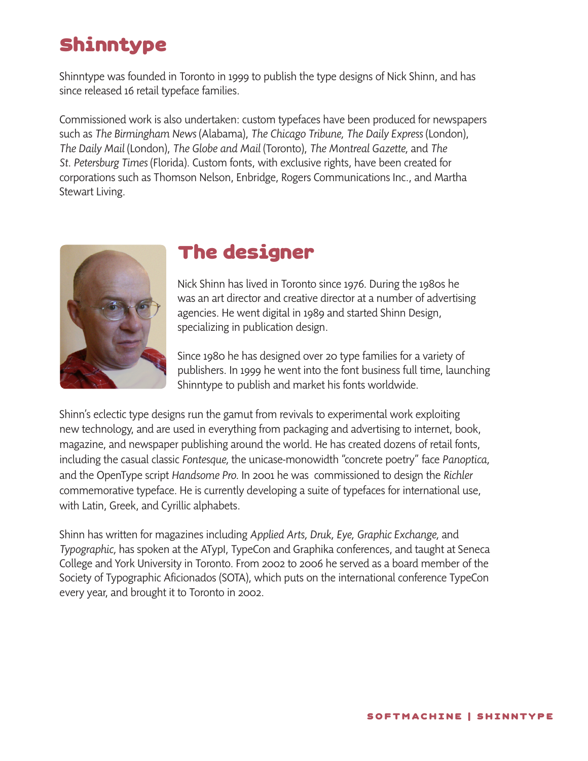# Shinntype

Shinntype was founded in Toronto in 1999 to publish the type designs of Nick Shinn, and has since released 16 retail typeface families.

Commissioned work is also undertaken: custom typefaces have been produced for newspapers such as *The Birmingham News* (Alabama), *The Chicago Tribune, The Daily Express* (London), *The Daily Mail* (London), *The Globe and Mail* (Toronto), *The Montreal Gazette,* and *The St. Petersburg Times* (Florida). Custom fonts, with exclusive rights, have been created for corporations such as Thomson Nelson, Enbridge, Rogers Communications Inc., and Martha Stewart Living.

## The designer

Nick Shinn has lived in Toronto since 1976. During the 1980s he was an art director and creative director at a number of advertising agencies. He went digital in 1989 and started Shinn Design, specializing in publication design.

Since 1980 he has designed over 20 type families for a variety of publishers. In 1999 he went into the font business full time, launching Shinntype to publish and market his fonts worldwide.

Shinn's eclectic type designs run the gamut from revivals to experimental work exploiting new technology, and are used in everything from packaging and advertising to internet, book, magazine, and newspaper publishing around the world. He has created dozens of retail fonts, including the casual classic *Fontesque,* the unicase-monowidth "concrete poetry" face *Panoptica,* and the OpenType script *Handsome Pro.* In 2001 he was commissioned to design the *Richler* commemorative typeface. He is currently developing a suite of typefaces for international use, with Latin, Greek, and Cyrillic alphabets.

Shinn has written for magazines including *Applied Arts, Druk, Eye, Graphic Exchange,* and *Typographic,* has spoken at the ATypI, TypeCon and Graphika conferences, and taught at Seneca College and York University in Toronto. From 2002 to 2006 he served as a board member of the Society of Typographic Aficionados (SOTA), which puts on the international conference TypeCon every year, and brought it to Toronto in 2002.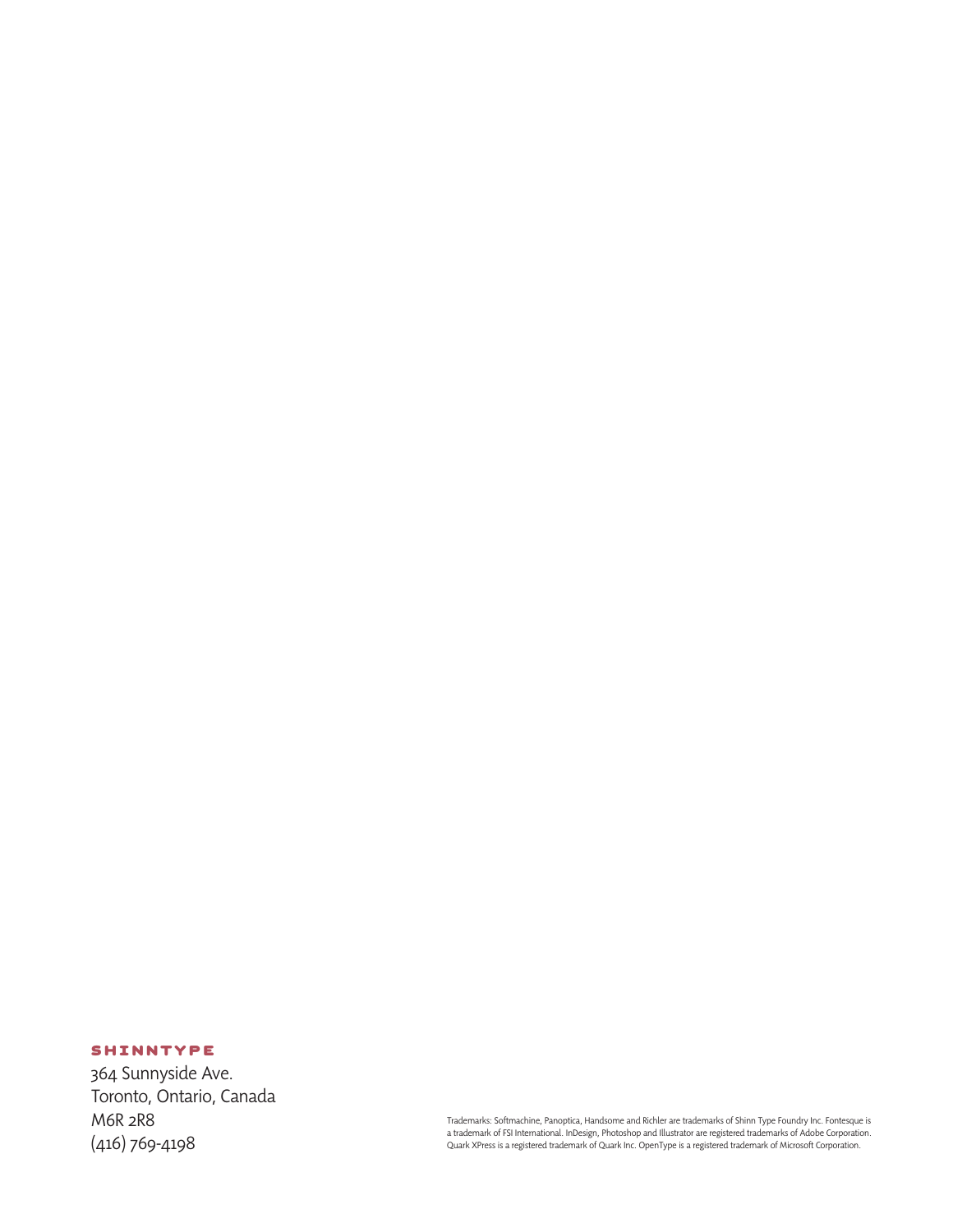**SHINNTYPE**

364 Sunnyside Ave.
Toronto, Ontario, Canada
M6R 2R8
(416) 769-4198

Trademarks: Softmachine, Panoptica, Handsome and Richler are trademarks of Shinn Type Foundry Inc. Fontesque is a trademark of FSI International. InDesign, Photoshop and Illustrator are registered trademarks of Adobe Corporation. Quark XPress is a registered trademark of Quark Inc. OpenType is a registered trademark of Microsoft Corporation.